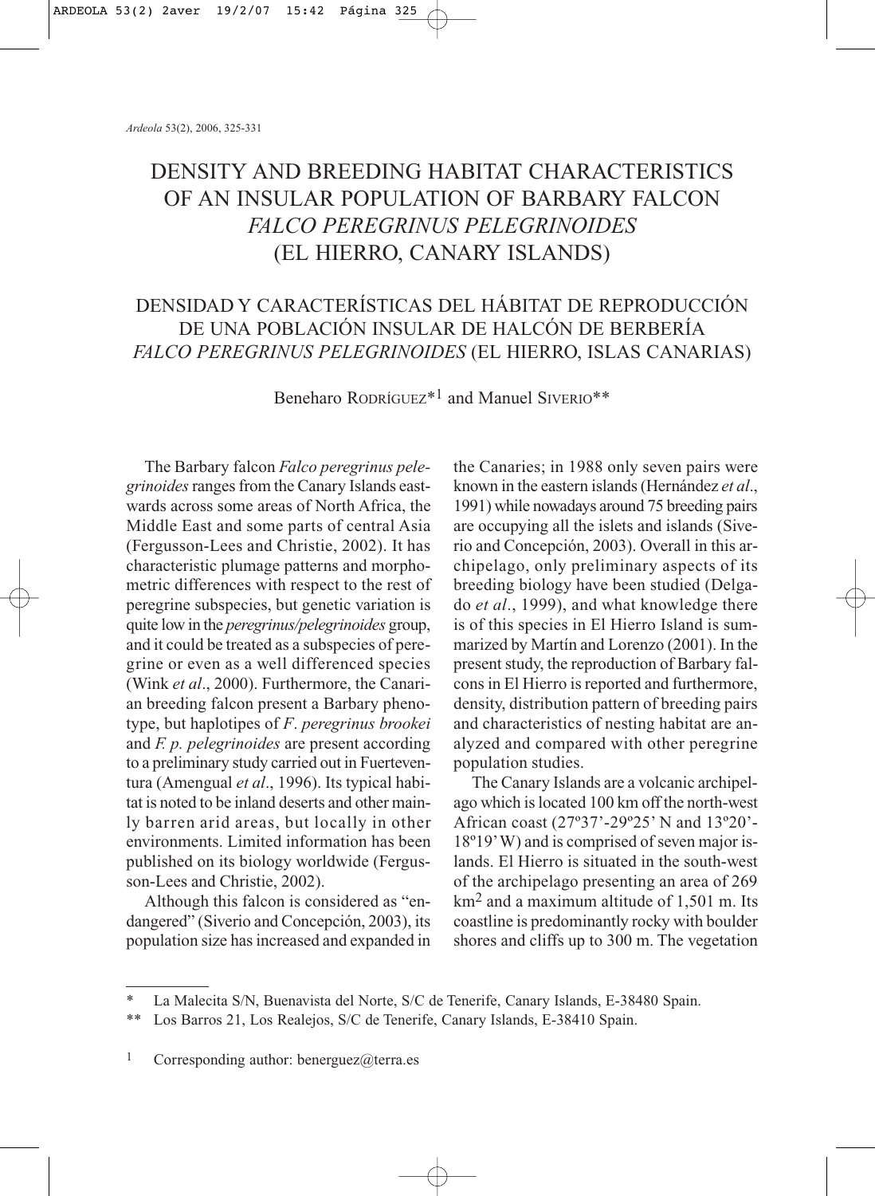# DENSITY AND BREEDING HABITAT CHARACTERISTICS OF AN INSULAR POPULATION OF BARBARY FALCON *FALCO PEREGRINUS PELEGRINOIDES* (EL HIERRO, CANARY ISLANDS)

## DENSIDAD Y CARACTERÍSTICAS DEL HÁBITAT DE REPRODUCCIÓN DE UNA POBLACIÓN INSULAR DE HALCÓN DE BERBERÍA *FALCO PEREGRINUS PELEGRINOIDES* (EL HIERRO, ISLAS CANARIAS)

Beneharo RODRÍGUEZ*[1] and Manuel SIVERIO**

The Barbary falcon *Falco peregrinus pelegrinoides* ranges from the Canary Islands eastwards across some areas of North Africa, the Middle East and some parts of central Asia (Fergusson-Lees and Christie, 2002). It has characteristic plumage patterns and morphometric differences with respect to the rest of peregrine subspecies, but genetic variation is quite low in the *peregrinus/pelegrinoides* group, and it could be treated as a subspecies of peregrine or even as a well differenced species (Wink *et al*., 2000). Furthermore, the Canarian breeding falcon present a Barbary phenotype, but haplotipes of *F. peregrinus brookei* and *F. p. pelegrinoides* are present according to a preliminary study carried out in Fuerteventura (Amengual *et al*., 1996). Its typical habitat is noted to be inland deserts and other mainly barren arid areas, but locally in other environments. Limited information has been published on its biology worldwide (Fergusson-Lees and Christie, 2002).

Although this falcon is considered as "endangered" (Siverio and Concepción, 2003), its population size has increased and expanded in the Canaries; in 1988 only seven pairs were known in the eastern islands (Hernández *et al*., 1991) while nowadays around 75 breeding pairs are occupying all the islets and islands (Siverio and Concepción, 2003). Overall in this archipelago, only preliminary aspects of its breeding biology have been studied (Delgado *et al*., 1999), and what knowledge there is of this species in El Hierro Island is summarized by Martín and Lorenzo (2001). In the present study, the reproduction of Barbary falcons in El Hierro is reported and furthermore, density, distribution pattern of breeding pairs and characteristics of nesting habitat are analyzed and compared with other peregrine population studies.

The Canary Islands are a volcanic archipelago which is located 100 km off the north-west African coast (27º37'-29º25' N and 13º20'-18º19' W) and is comprised of seven major islands. El Hierro is situated in the south-west of the archipelago presenting an area of 269 km$^2$ and a maximum altitude of 1,501 m. Its coastline is predominantly rocky with boulder shores and cliffs up to 300 m. The vegetation

---

\* La Malecita S/N, Buenavista del Norte, S/C de Tenerife, Canary Islands, E-38480 Spain.

\** Los Barros 21, Los Realejos, S/C de Tenerife, Canary Islands, E-38410 Spain.

[1] Corresponding author: benerguez@terra.es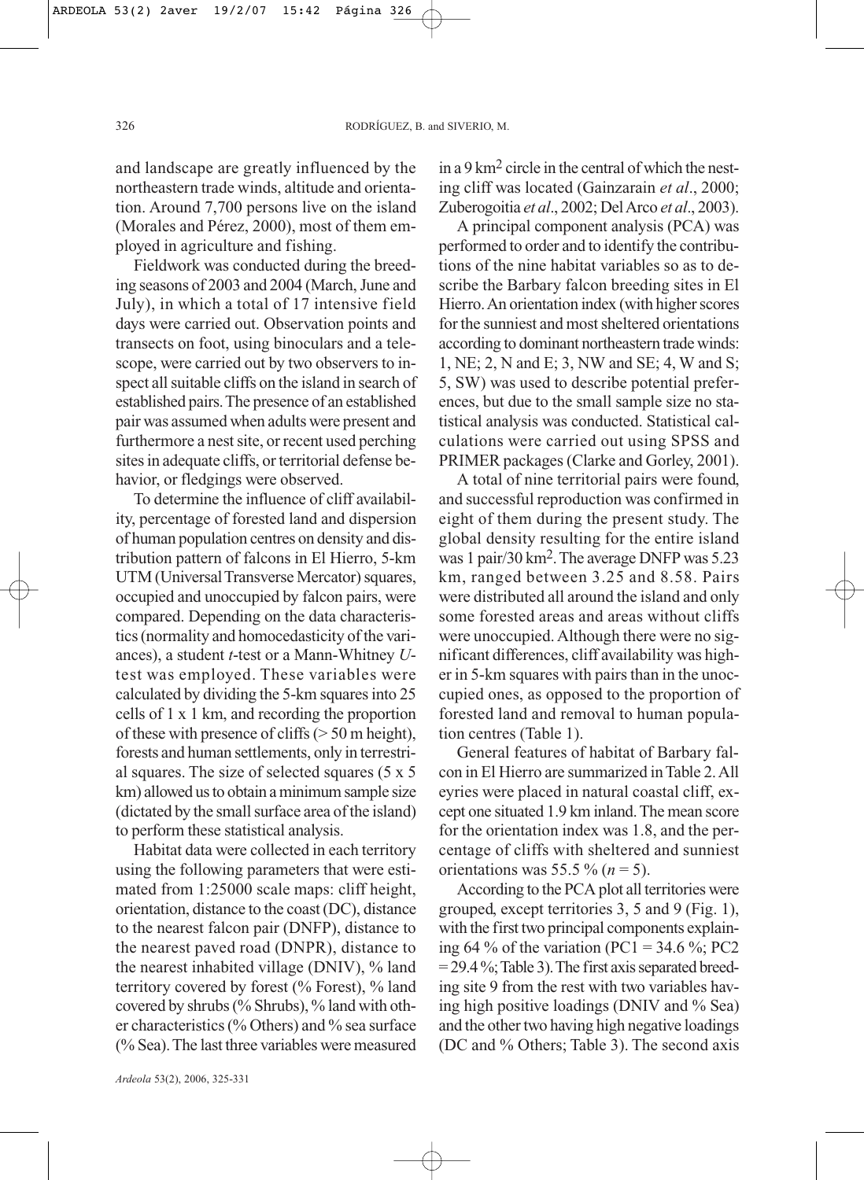and landscape are greatly influenced by the northeastern trade winds, altitude and orientation. Around 7,700 persons live on the island (Morales and Pérez, 2000), most of them employed in agriculture and fishing.

Fieldwork was conducted during the breeding seasons of 2003 and 2004 (March, June and July), in which a total of 17 intensive field days were carried out. Observation points and transects on foot, using binoculars and a telescope, were carried out by two observers to inspect all suitable cliffs on the island in search of established pairs. The presence of an established pair was assumed when adults were present and furthermore a nest site, or recent used perching sites in adequate cliffs, or territorial defense behavior, or fledgings were observed.

To determine the influence of cliff availability, percentage of forested land and dispersion of human population centres on density and distribution pattern of falcons in El Hierro, 5-km UTM (Universal Transverse Mercator) squares, occupied and unoccupied by falcon pairs, were compared. Depending on the data characteristics (normality and homocedasticity of the variances), a student *t*-test or a Mann-Whitney *U*-test was employed. These variables were calculated by dividing the 5-km squares into 25 cells of 1 x 1 km, and recording the proportion of these with presence of cliffs (> 50 m height), forests and human settlements, only in terrestrial squares. The size of selected squares (5 x 5 km) allowed us to obtain a minimum sample size (dictated by the small surface area of the island) to perform these statistical analysis.

Habitat data were collected in each territory using the following parameters that were estimated from 1:25000 scale maps: cliff height, orientation, distance to the coast (DC), distance to the nearest falcon pair (DNFP), distance to the nearest paved road (DNPR), distance to the nearest inhabited village (DNIV), % land territory covered by forest (% Forest), % land covered by shrubs (% Shrubs), % land with other characteristics (% Others) and % sea surface (% Sea). The last three variables were measured in a 9 km$^2$ circle in the central of which the nesting cliff was located (Gainzarain *et al*., 2000; Zuberogoitia *et al*., 2002; Del Arco *et al*., 2003).

A principal component analysis (PCA) was performed to order and to identify the contributions of the nine habitat variables so as to describe the Barbary falcon breeding sites in El Hierro. An orientation index (with higher scores for the sunniest and most sheltered orientations according to dominant northeastern trade winds: 1, NE; 2, N and E; 3, NW and SE; 4, W and S; 5, SW) was used to describe potential preferences, but due to the small sample size no statistical analysis was conducted. Statistical calculations were carried out using SPSS and PRIMER packages (Clarke and Gorley, 2001).

A total of nine territorial pairs were found, and successful reproduction was confirmed in eight of them during the present study. The global density resulting for the entire island was 1 pair/30 km$^2$. The average DNFP was 5.23 km, ranged between 3.25 and 8.58. Pairs were distributed all around the island and only some forested areas and areas without cliffs were unoccupied. Although there were no significant differences, cliff availability was higher in 5-km squares with pairs than in the unoccupied ones, as opposed to the proportion of forested land and removal to human population centres (Table 1).

General features of habitat of Barbary falcon in El Hierro are summarized in Table 2. All eyries were placed in natural coastal cliff, except one situated 1.9 km inland. The mean score for the orientation index was 1.8, and the percentage of cliffs with sheltered and sunniest orientations was 55.5 % ($n$ = 5).

According to the PCA plot all territories were grouped, except territories 3, 5 and 9 (Fig. 1), with the first two principal components explaining 64 % of the variation (PC1 = 34.6 %; PC2 = 29.4 %; Table 3). The first axis separated breeding site 9 from the rest with two variables having high positive loadings (DNIV and % Sea) and the other two having high negative loadings (DC and % Others; Table 3). The second axis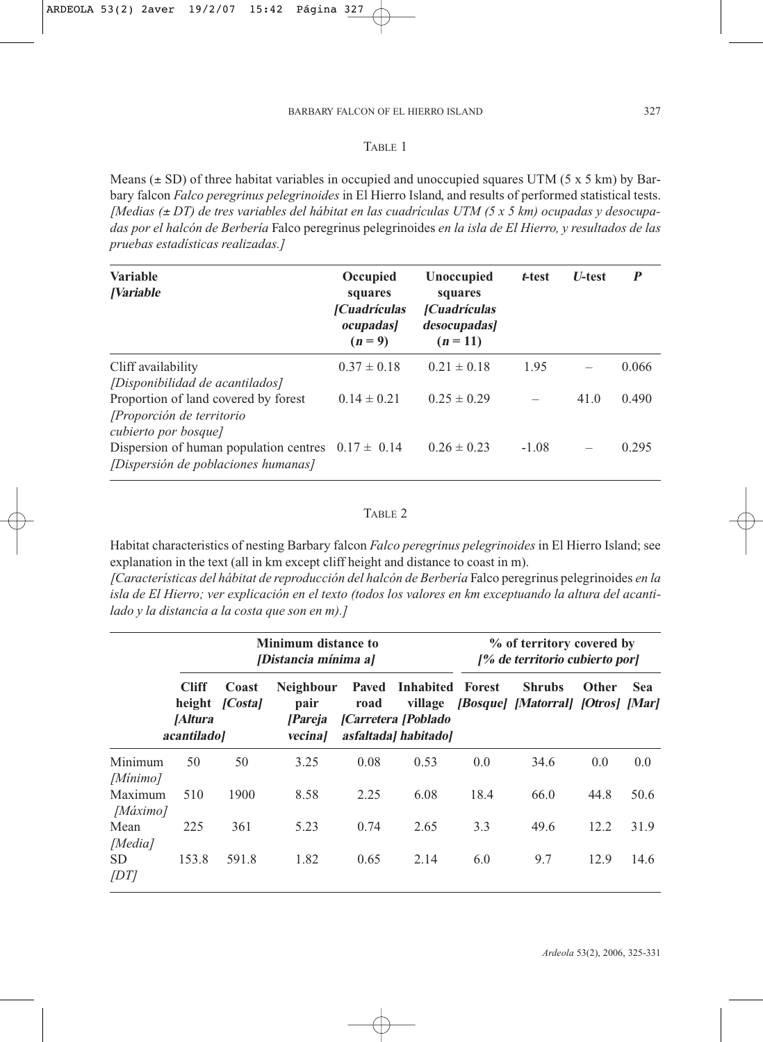TABLE 1

Means (± SD) of three habitat variables in occupied and unoccupied squares UTM (5 x 5 km) by Barbary falcon *Falco peregrinus pelegrinoides* in El Hierro Island, and results of performed statistical tests. *[Medias (± DT) de tres variables del hábitat en las cuadrículas UTM (5 x 5 km) ocupadas y desocupadas por el halcón de Berbería* Falco peregrinus pelegrinoides *en la isla de El Hierro, y resultados de las pruebas estadísticas realizadas.]*

| **Variable** *[Variable* | **Occupied squares** *[Cuadrículas ocupadas]* **($n = 9$)** | **Unoccupied squares** *[Cuadrículas desocupadas]* **($n = 11$)** | ***t*-test** | ***U*-test** | ***P*** |
|---|---|---|---|---|---|
| Cliff availability *[Disponibilidad de acantilados]* | 0.37 ± 0.18 | 0.21 ± 0.18 | 1.95 | – | 0.066 |
| Proportion of land covered by forest *[Proporción de territorio cubierto por bosque]* | 0.14 ± 0.21 | 0.25 ± 0.29 | – | 41.0 | 0.490 |
| Dispersion of human population centres *[Dispersión de poblaciones humanas]* | 0.17 ± 0.14 | 0.26 ± 0.23 | -1.08 | – | 0.295 |

TABLE 2

Habitat characteristics of nesting Barbary falcon *Falco peregrinus pelegrinoides* in El Hierro Island; see explanation in the text (all in km except cliff height and distance to coast in m).
*[Características del hábitat de reproducción del halcón de Berbería* Falco peregrinus pelegrinoides *en la isla de El Hierro; ver explicación en el texto (todos los valores en km exceptuando la altura del acantilado y la distancia a la costa que son en m).]*

| | | **Minimum distance to** *[Distancia mínima a]* | | | | **% of territory covered by** *[% de territorio cubierto por]* | | | |
|---|---|---|---|---|---|---|---|---|---|
| | **Cliff height** *[Altura acantilado]* | **Coast** *[Costa]* | **Neighbour pair** *[Pareja vecina]* | **Paved road** *[Carretera asfaltada]* | **Inhabited village** *[Poblado habitado]* | **Forest** *[Bosque]* | **Shrubs** *[Matorral]* | **Other** *[Otros]* | **Sea** *[Mar]* |
| Minimum *[Mínimo]* | 50 | 50 | 3.25 | 0.08 | 0.53 | 0.0 | 34.6 | 0.0 | 0.0 |
| Maximum *[Máximo]* | 510 | 1900 | 8.58 | 2.25 | 6.08 | 18.4 | 66.0 | 44.8 | 50.6 |
| Mean *[Media]* | 225 | 361 | 5.23 | 0.74 | 2.65 | 3.3 | 49.6 | 12.2 | 31.9 |
| SD *[DT]* | 153.8 | 591.8 | 1.82 | 0.65 | 2.14 | 6.0 | 9.7 | 12.9 | 14.6 |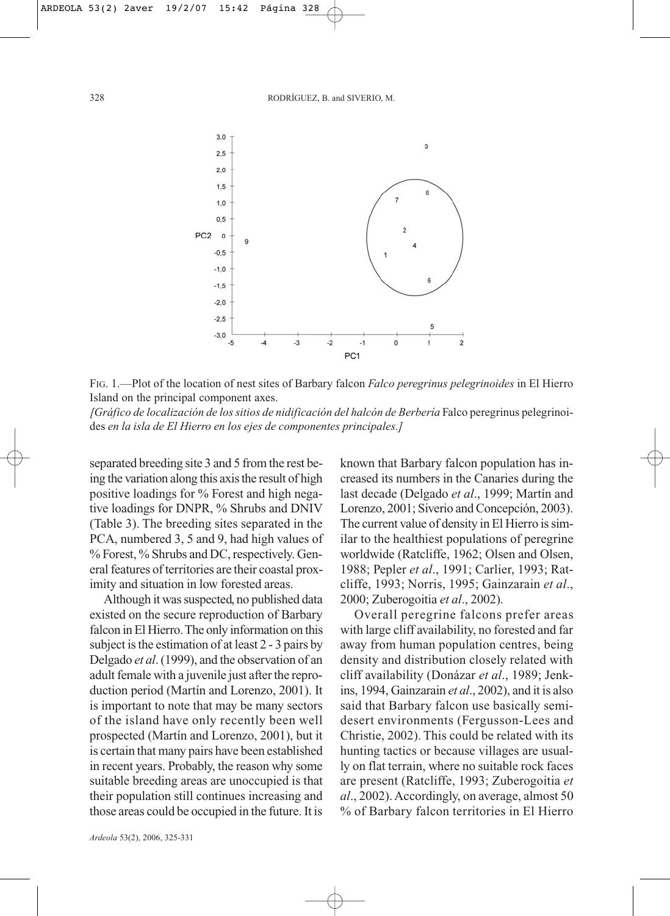FIG. 1.—Plot of the location of nest sites of Barbary falcon *Falco peregrinus pelegrinoides* in El Hierro Island on the principal component axes.

*[Gráfico de localización de los sitios de nidificación del halcón de Berbería* Falco peregrinus pelegrinoides *en la isla de El Hierro en los ejes de componentes principales.]*

separated breeding site 3 and 5 from the rest being the variation along this axis the result of high positive loadings for % Forest and high negative loadings for DNPR, % Shrubs and DNIV (Table 3). The breeding sites separated in the PCA, numbered 3, 5 and 9, had high values of % Forest, % Shrubs and DC, respectively. General features of territories are their coastal proximity and situation in low forested areas.

Although it was suspected, no published data existed on the secure reproduction of Barbary falcon in El Hierro. The only information on this subject is the estimation of at least 2 - 3 pairs by Delgado *et al*. (1999), and the observation of an adult female with a juvenile just after the reproduction period (Martín and Lorenzo, 2001). It is important to note that may be many sectors of the island have only recently been well prospected (Martín and Lorenzo, 2001), but it is certain that many pairs have been established in recent years. Probably, the reason why some suitable breeding areas are unoccupied is that their population still continues increasing and those areas could be occupied in the future. It is known that Barbary falcon population has increased its numbers in the Canaries during the last decade (Delgado *et al*., 1999; Martín and Lorenzo, 2001; Siverio and Concepción, 2003). The current value of density in El Hierro is similar to the healthiest populations of peregrine worldwide (Ratcliffe, 1962; Olsen and Olsen, 1988; Pepler *et al*., 1991; Carlier, 1993; Ratcliffe, 1993; Norris, 1995; Gainzarain *et al*., 2000; Zuberogoitia *et al*., 2002).

Overall peregrine falcons prefer areas with large cliff availability, no forested and far away from human population centres, being density and distribution closely related with cliff availability (Donázar *et al*., 1989; Jenkins, 1994, Gainzarain *et al*., 2002), and it is also said that Barbary falcon use basically semi-desert environments (Fergusson-Lees and Christie, 2002). This could be related with its hunting tactics or because villages are usually on flat terrain, where no suitable rock faces are present (Ratcliffe, 1993; Zuberogoitia *et al*., 2002). Accordingly, on average, almost 50 % of Barbary falcon territories in El Hierro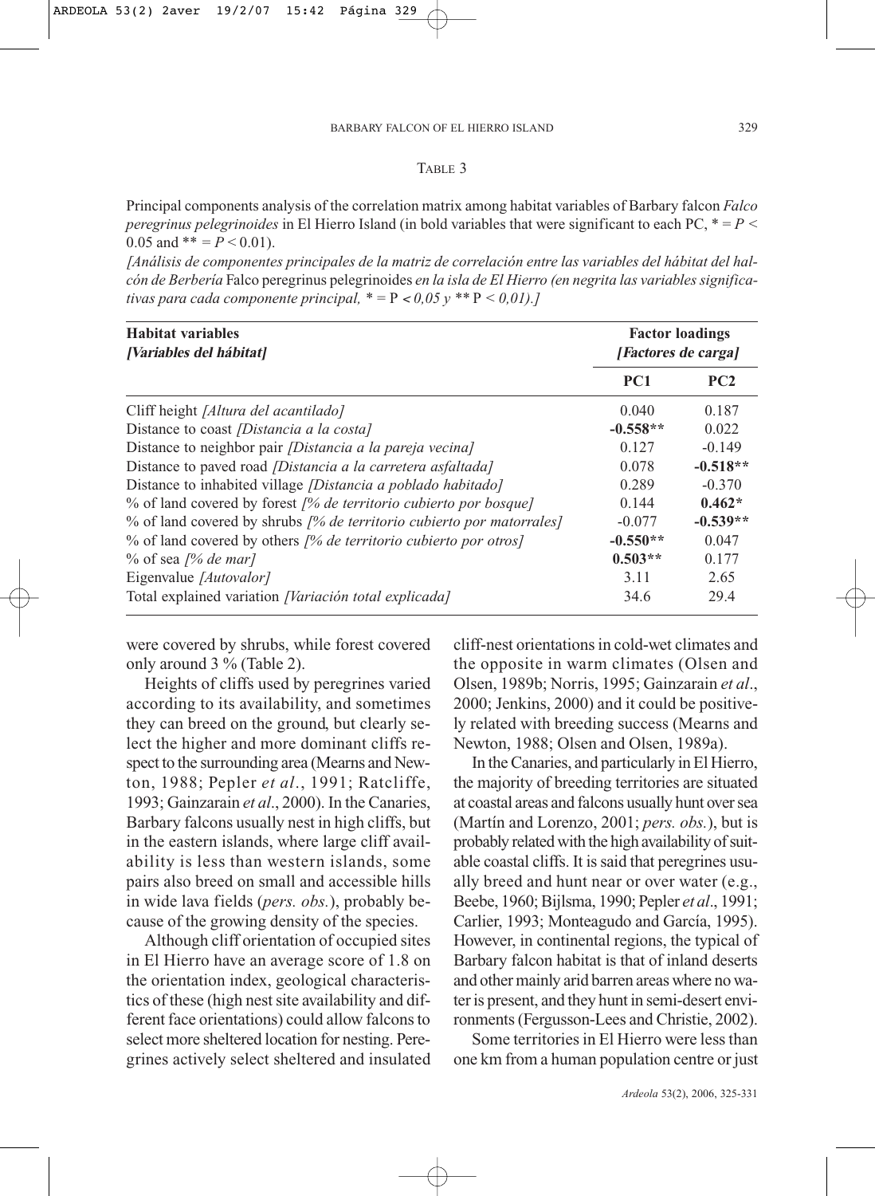TABLE 3

Principal components analysis of the correlation matrix among habitat variables of Barbary falcon *Falco peregrinus pelegrinoides* in El Hierro Island (in bold variables that were significant to each PC, * = $P < 0.05$ and ** = $P < 0.01$).

*[Análisis de componentes principales de la matriz de correlación entre las variables del hábitat del halcón de Berbería* Falco peregrinus pelegrinoides *en la isla de El Hierro (en negrita las variables significativas para cada componente principal, * =* P *< 0,05 y ** =* P *< 0,01).]*

| **Habitat variables** *[Variables del hábitat]* | **Factor loadings** *[Factores de carga]* | |
|---|---|---|
| | **PC1** | **PC2** |
| Cliff height *[Altura del acantilado]* | 0.040 | 0.187 |
| Distance to coast *[Distancia a la costa]* | **-0.558**** | 0.022 |
| Distance to neighbor pair *[Distancia a la pareja vecina]* | 0.127 | -0.149 |
| Distance to paved road *[Distancia a la carretera asfaltada]* | 0.078 | **-0.518**** |
| Distance to inhabited village *[Distancia a poblado habitado]* | 0.289 | -0.370 |
| % of land covered by forest *[% de territorio cubierto por bosque]* | 0.144 | **0.462*** |
| % of land covered by shrubs *[% de territorio cubierto por matorrales]* | -0.077 | **-0.539**** |
| % of land covered by others *[% de territorio cubierto por otros]* | **-0.550**** | 0.047 |
| % of sea *[% de mar]* | **0.503**** | 0.177 |
| Eigenvalue *[Autovalor]* | 3.11 | 2.65 |
| Total explained variation *[Variación total explicada]* | 34.6 | 29.4 |

were covered by shrubs, while forest covered only around 3 % (Table 2).

Heights of cliffs used by peregrines varied according to its availability, and sometimes they can breed on the ground, but clearly select the higher and more dominant cliffs respect to the surrounding area (Mearns and Newton, 1988; Pepler *et al.*, 1991; Ratcliffe, 1993; Gainzarain *et al.*, 2000). In the Canaries, Barbary falcons usually nest in high cliffs, but in the eastern islands, where large cliff availability is less than western islands, some pairs also breed on small and accessible hills in wide lava fields (*pers. obs.*), probably because of the growing density of the species.

Although cliff orientation of occupied sites in El Hierro have an average score of 1.8 on the orientation index, geological characteristics of these (high nest site availability and different face orientations) could allow falcons to select more sheltered location for nesting. Peregrines actively select sheltered and insulated cliff-nest orientations in cold-wet climates and the opposite in warm climates (Olsen and Olsen, 1989b; Norris, 1995; Gainzarain *et al.*, 2000; Jenkins, 2000) and it could be positively related with breeding success (Mearns and Newton, 1988; Olsen and Olsen, 1989a).

In the Canaries, and particularly in El Hierro, the majority of breeding territories are situated at coastal areas and falcons usually hunt over sea (Martín and Lorenzo, 2001; *pers. obs.*), but is probably related with the high availability of suitable coastal cliffs. It is said that peregrines usually breed and hunt near or over water (e.g., Beebe, 1960; Bijlsma, 1990; Pepler *et al.*, 1991; Carlier, 1993; Monteagudo and García, 1995). However, in continental regions, the typical of Barbary falcon habitat is that of inland deserts and other mainly arid barren areas where no water is present, and they hunt in semi-desert environments (Fergusson-Lees and Christie, 2002).

Some territories in El Hierro were less than one km from a human population centre or just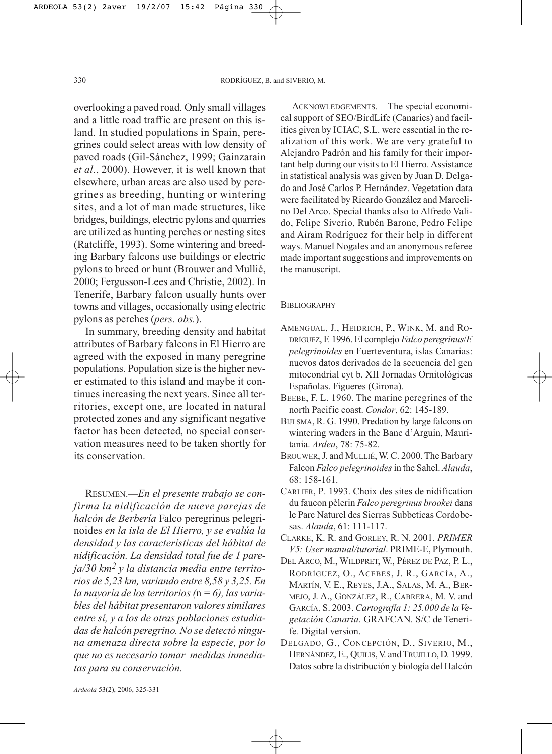overlooking a paved road. Only small villages and a little road traffic are present on this island. In studied populations in Spain, peregrines could select areas with low density of paved roads (Gil-Sánchez, 1999; Gainzarain *et al*., 2000). However, it is well known that elsewhere, urban areas are also used by peregrines as breeding, hunting or wintering sites, and a lot of man made structures, like bridges, buildings, electric pylons and quarries are utilized as hunting perches or nesting sites (Ratcliffe, 1993). Some wintering and breeding Barbary falcons use buildings or electric pylons to breed or hunt (Brouwer and Mullié, 2000; Fergusson-Lees and Christie, 2002). In Tenerife, Barbary falcon usually hunts over towns and villages, occasionally using electric pylons as perches (*pers. obs.*).

In summary, breeding density and habitat attributes of Barbary falcons in El Hierro are agreed with the exposed in many peregrine populations. Population size is the higher never estimated to this island and maybe it continues increasing the next years. Since all territories, except one, are located in natural protected zones and any significant negative factor has been detected, no special conservation measures need to be taken shortly for its conservation.

RESUMEN.—*En el presente trabajo se confirma la nidificación de nueve parejas de halcón de Berbería* Falco peregrinus pelegrinoides *en la isla de El Hierro, y se evalúa la densidad y las características del hábitat de nidificación. La densidad total fue de 1 pareja/30 km² y la distancia media entre territorios de 5,23 km, variando entre 8,58 y 3,25. En la mayoría de los territorios (*n *= 6), las variables del hábitat presentaron valores similares entre sí, y a los de otras poblaciones estudiadas de halcón peregrino. No se detectó ninguna amenaza directa sobre la especie, por lo que no es necesario tomar medidas inmediatas para su conservación.*

ACKNOWLEDGEMENTS.—The special economical support of SEO/BirdLife (Canaries) and facilities given by ICIAC, S.L. were essential in the realization of this work. We are very grateful to Alejandro Padrón and his family for their important help during our visits to El Hierro. Assistance in statistical analysis was given by Juan D. Delgado and José Carlos P. Hernández. Vegetation data were facilitated by Ricardo González and Marcelino Del Arco. Special thanks also to Alfredo Valido, Felipe Siverio, Rubén Barone, Pedro Felipe and Airam Rodríguez for their help in different ways. Manuel Nogales and an anonymous referee made important suggestions and improvements on the manuscript.

## BIBLIOGRAPHY

AMENGUAL, J., HEIDRICH, P., WINK, M. and RODRÍGUEZ, F. 1996. El complejo *Falco peregrinus*/*F. pelegrinoides* en Fuerteventura, islas Canarias: nuevos datos derivados de la secuencia del gen mitocondrial cyt b. XII Jornadas Ornitológicas Españolas. Figueres (Girona).

BEEBE, F. L. 1960. The marine peregrines of the north Pacific coast. *Condor*, 62: 145-189.

BIJLSMA, R. G. 1990. Predation by large falcons on wintering waders in the Banc d'Arguin, Mauritania. *Ardea*, 78: 75-82.

BROUWER, J. and MULLIÉ, W. C. 2000. The Barbary Falcon *Falco pelegrinoides* in the Sahel. *Alauda*, 68: 158-161.

CARLIER, P. 1993. Choix des sites de nidification du faucon pèlerin *Falco peregrinus brookei* dans le Parc Naturel des Sierras Subbeticas Cordobesas. *Alauda*, 61: 111-117.

CLARKE, K. R. and GORLEY, R. N. 2001. *PRIMER V5: User manual/tutorial*. PRIME-E, Plymouth.

DEL ARCO, M., WILDPRET, W., PÉREZ DE PAZ, P. L., RODRÍGUEZ, O., ACEBES, J. R., GARCÍA, A., MARTÍN, V. E., REYES, J.A., SALAS, M. A., BERMEJO, J. A., GONZÁLEZ, R., CABRERA, M. V. and GARCÍA, S. 2003. *Cartografía 1: 25.000 de la Vegetación Canaria*. GRAFCAN. S/C de Tenerife. Digital version.

DELGADO, G., CONCEPCIÓN, D., SIVERIO, M., HERNÁNDEZ, E., QUILIS, V. and TRUJILLO, D. 1999. Datos sobre la distribución y biología del Halcón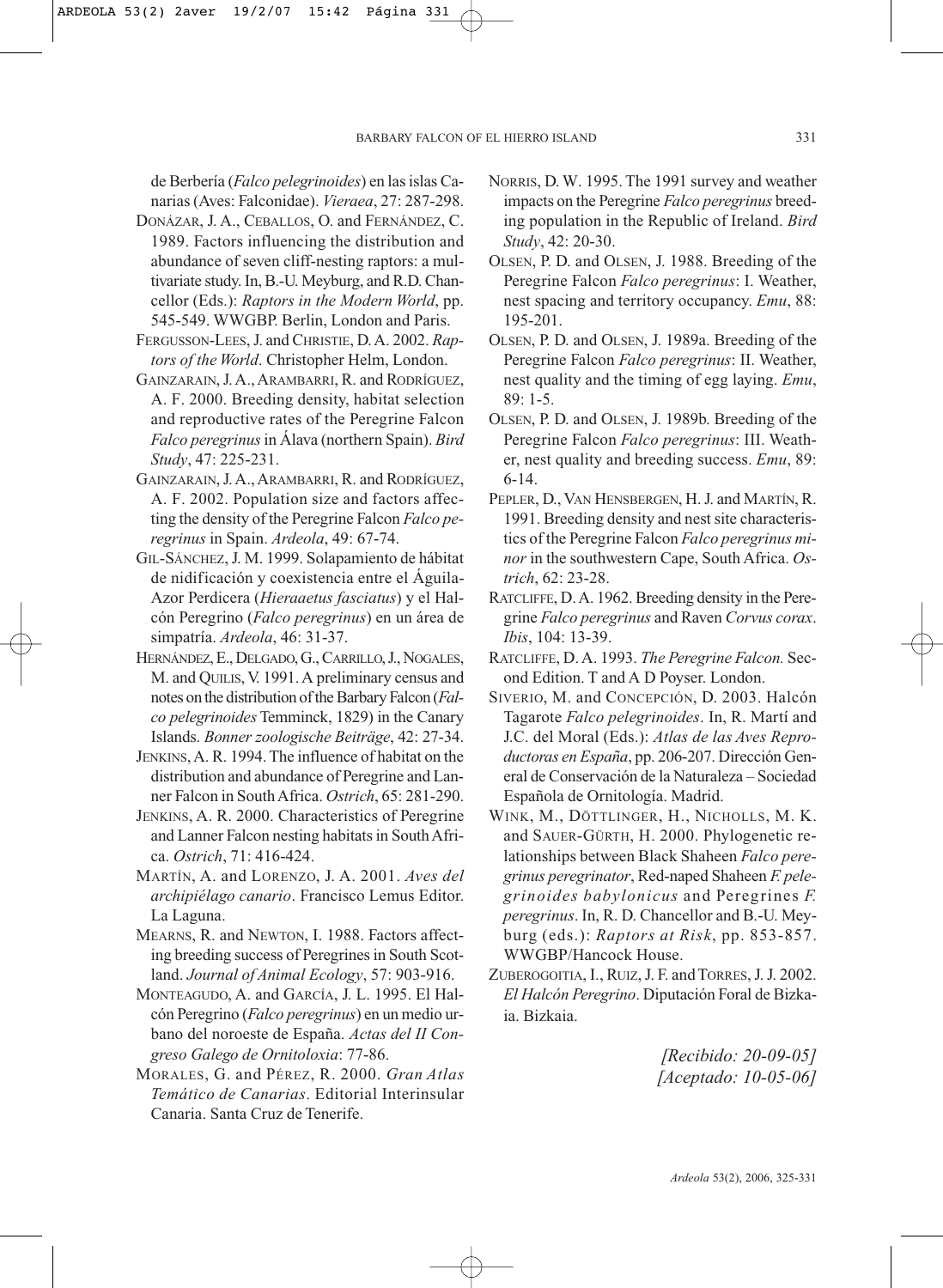de Berbería (*Falco pelegrinoides*) en las islas Canarias (Aves: Falconidae). *Vieraea*, 27: 287-298.

DONÁZAR, J. A., CEBALLOS, O. and FERNÁNDEZ, C. 1989. Factors influencing the distribution and abundance of seven cliff-nesting raptors: a multivariate study. In, B.-U. Meyburg, and R.D. Chancellor (Eds.): *Raptors in the Modern World*, pp. 545-549. WWGBP. Berlin, London and Paris.

FERGUSSON-LEES, J. and CHRISTIE, D. A. 2002. *Raptors of the World*. Christopher Helm, London.

GAINZARAIN, J. A., ARAMBARRI, R. and RODRÍGUEZ, A. F. 2000. Breeding density, habitat selection and reproductive rates of the Peregrine Falcon *Falco peregrinus* in Álava (northern Spain). *Bird Study*, 47: 225-231.

GAINZARAIN, J. A., ARAMBARRI, R. and RODRÍGUEZ, A. F. 2002. Population size and factors affecting the density of the Peregrine Falcon *Falco peregrinus* in Spain. *Ardeola*, 49: 67-74.

GIL-SÁNCHEZ, J. M. 1999. Solapamiento de hábitat de nidificación y coexistencia entre el Águila-Azor Perdicera (*Hieraaetus fasciatus*) y el Halcón Peregrino (*Falco peregrinus*) en un área de simpatría. *Ardeola*, 46: 31-37.

HERNÁNDEZ, E., DELGADO, G., CARRILLO, J., NOGALES, M. and QUILIS, V. 1991. A preliminary census and notes on the distribution of the Barbary Falcon (*Falco pelegrinoides* Temminck, 1829) in the Canary Islands. *Bonner zoologische Beiträge*, 42: 27-34.

JENKINS, A. R. 1994. The influence of habitat on the distribution and abundance of Peregrine and Lanner Falcon in South Africa. *Ostrich*, 65: 281-290.

JENKINS, A. R. 2000. Characteristics of Peregrine and Lanner Falcon nesting habitats in South Africa. *Ostrich*, 71: 416-424.

MARTÍN, A. and LORENZO, J. A. 2001. *Aves del archipiélago canario*. Francisco Lemus Editor. La Laguna.

MEARNS, R. and NEWTON, I. 1988. Factors affecting breeding success of Peregrines in South Scotland. *Journal of Animal Ecology*, 57: 903-916.

MONTEAGUDO, A. and GARCÍA, J. L. 1995. El Halcón Peregrino (*Falco peregrinus*) en un medio urbano del noroeste de España. *Actas del II Congreso Galego de Ornitoloxia*: 77-86.

MORALES, G. and PÉREZ, R. 2000. *Gran Atlas Temático de Canarias*. Editorial Interinsular Canaria. Santa Cruz de Tenerife.

NORRIS, D. W. 1995. The 1991 survey and weather impacts on the Peregrine *Falco peregrinus* breeding population in the Republic of Ireland. *Bird Study*, 42: 20-30.

OLSEN, P. D. and OLSEN, J. 1988. Breeding of the Peregrine Falcon *Falco peregrinus*: I. Weather, nest spacing and territory occupancy. *Emu*, 88: 195-201.

OLSEN, P. D. and OLSEN, J. 1989a. Breeding of the Peregrine Falcon *Falco peregrinus*: II. Weather, nest quality and the timing of egg laying. *Emu*, 89: 1-5.

OLSEN, P. D. and OLSEN, J. 1989b. Breeding of the Peregrine Falcon *Falco peregrinus*: III. Weather, nest quality and breeding success. *Emu*, 89: 6-14.

PEPLER, D., VAN HENSBERGEN, H. J. and MARTÍN, R. 1991. Breeding density and nest site characteristics of the Peregrine Falcon *Falco peregrinus minor* in the southwestern Cape, South Africa. *Ostrich*, 62: 23-28.

RATCLIFFE, D. A. 1962. Breeding density in the Peregrine *Falco peregrinus* and Raven *Corvus corax*. *Ibis*, 104: 13-39.

RATCLIFFE, D. A. 1993. *The Peregrine Falcon.* Second Edition. T and A D Poyser. London.

SIVERIO, M. and CONCEPCIÓN, D. 2003. Halcón Tagarote *Falco pelegrinoides*. In, R. Martí and J.C. del Moral (Eds.): *Atlas de las Aves Reproductoras en España*, pp. 206-207. Dirección General de Conservación de la Naturaleza – Sociedad Española de Ornitología. Madrid.

WINK, M., DÖTTLINGER, H., NICHOLLS, M. K. and SAUER-GÜRTH, H. 2000. Phylogenetic relationships between Black Shaheen *Falco peregrinus peregrinator*, Red-naped Shaheen *F. pelegrinoides babylonicus* and Peregrines *F. peregrinus*. In, R. D. Chancellor and B.-U. Meyburg (eds.): *Raptors at Risk*, pp. 853-857. WWGBP/Hancock House.

ZUBEROGOITIA, I., RUIZ, J. F. and TORRES, J. J. 2002. *El Halcón Peregrino*. Diputación Foral de Bizkaia. Bizkaia.

*[Recibido: 20-09-05]*
*[Aceptado: 10-05-06]*